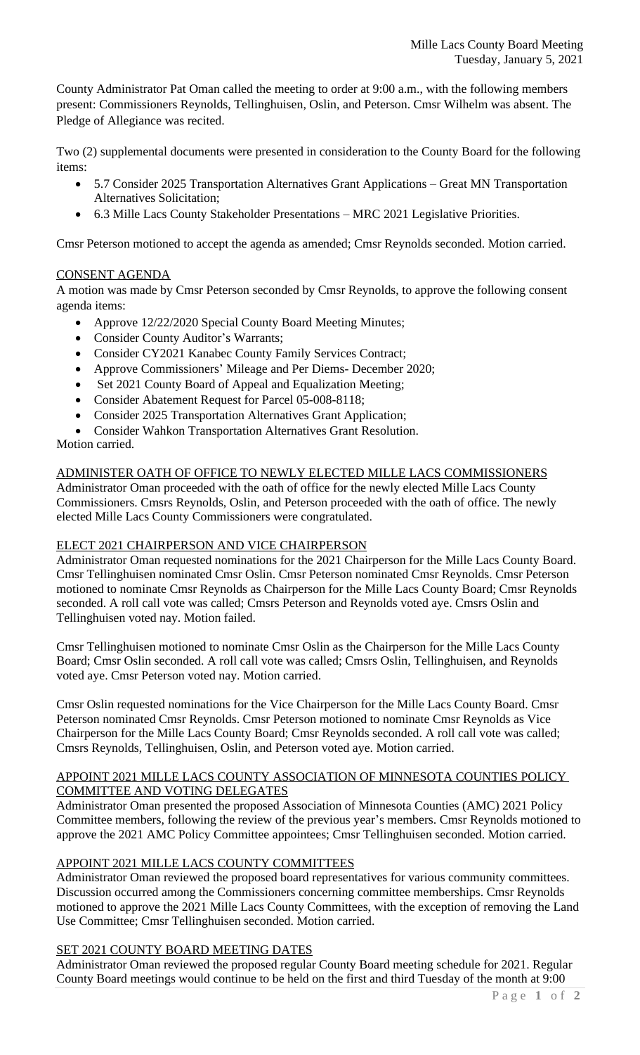Mille Lacs County Board Meeting
Tuesday, January 5, 2021

County Administrator Pat Oman called the meeting to order at 9:00 a.m., with the following members present: Commissioners Reynolds, Tellinghuisen, Oslin, and Peterson. Cmsr Wilhelm was absent. The Pledge of Allegiance was recited.

Two (2) supplemental documents were presented in consideration to the County Board for the following items:

- 5.7 Consider 2025 Transportation Alternatives Grant Applications – Great MN Transportation Alternatives Solicitation;
- 6.3 Mille Lacs County Stakeholder Presentations – MRC 2021 Legislative Priorities.

Cmsr Peterson motioned to accept the agenda as amended; Cmsr Reynolds seconded. Motion carried.

## CONSENT AGENDA

A motion was made by Cmsr Peterson seconded by Cmsr Reynolds, to approve the following consent agenda items:

- Approve 12/22/2020 Special County Board Meeting Minutes;
- Consider County Auditor's Warrants;
- Consider CY2021 Kanabec County Family Services Contract;
- Approve Commissioners' Mileage and Per Diems- December 2020;
- Set 2021 County Board of Appeal and Equalization Meeting;
- Consider Abatement Request for Parcel 05-008-8118;
- Consider 2025 Transportation Alternatives Grant Application;
- Consider Wahkon Transportation Alternatives Grant Resolution.

Motion carried.

## ADMINISTER OATH OF OFFICE TO NEWLY ELECTED MILLE LACS COMMISSIONERS

Administrator Oman proceeded with the oath of office for the newly elected Mille Lacs County Commissioners. Cmsrs Reynolds, Oslin, and Peterson proceeded with the oath of office. The newly elected Mille Lacs County Commissioners were congratulated.

## ELECT 2021 CHAIRPERSON AND VICE CHAIRPERSON

Administrator Oman requested nominations for the 2021 Chairperson for the Mille Lacs County Board. Cmsr Tellinghuisen nominated Cmsr Oslin. Cmsr Peterson nominated Cmsr Reynolds. Cmsr Peterson motioned to nominate Cmsr Reynolds as Chairperson for the Mille Lacs County Board; Cmsr Reynolds seconded. A roll call vote was called; Cmsrs Peterson and Reynolds voted aye. Cmsrs Oslin and Tellinghuisen voted nay. Motion failed.

Cmsr Tellinghuisen motioned to nominate Cmsr Oslin as the Chairperson for the Mille Lacs County Board; Cmsr Oslin seconded. A roll call vote was called; Cmsrs Oslin, Tellinghuisen, and Reynolds voted aye. Cmsr Peterson voted nay. Motion carried.

Cmsr Oslin requested nominations for the Vice Chairperson for the Mille Lacs County Board. Cmsr Peterson nominated Cmsr Reynolds. Cmsr Peterson motioned to nominate Cmsr Reynolds as Vice Chairperson for the Mille Lacs County Board; Cmsr Reynolds seconded. A roll call vote was called; Cmsrs Reynolds, Tellinghuisen, Oslin, and Peterson voted aye. Motion carried.

## APPOINT 2021 MILLE LACS COUNTY ASSOCIATION OF MINNESOTA COUNTIES POLICY COMMITTEE AND VOTING DELEGATES

Administrator Oman presented the proposed Association of Minnesota Counties (AMC) 2021 Policy Committee members, following the review of the previous year's members. Cmsr Reynolds motioned to approve the 2021 AMC Policy Committee appointees; Cmsr Tellinghuisen seconded. Motion carried.

## APPOINT 2021 MILLE LACS COUNTY COMMITTEES

Administrator Oman reviewed the proposed board representatives for various community committees. Discussion occurred among the Commissioners concerning committee memberships. Cmsr Reynolds motioned to approve the 2021 Mille Lacs County Committees, with the exception of removing the Land Use Committee; Cmsr Tellinghuisen seconded. Motion carried.

## SET 2021 COUNTY BOARD MEETING DATES

Administrator Oman reviewed the proposed regular County Board meeting schedule for 2021. Regular County Board meetings would continue to be held on the first and third Tuesday of the month at 9:00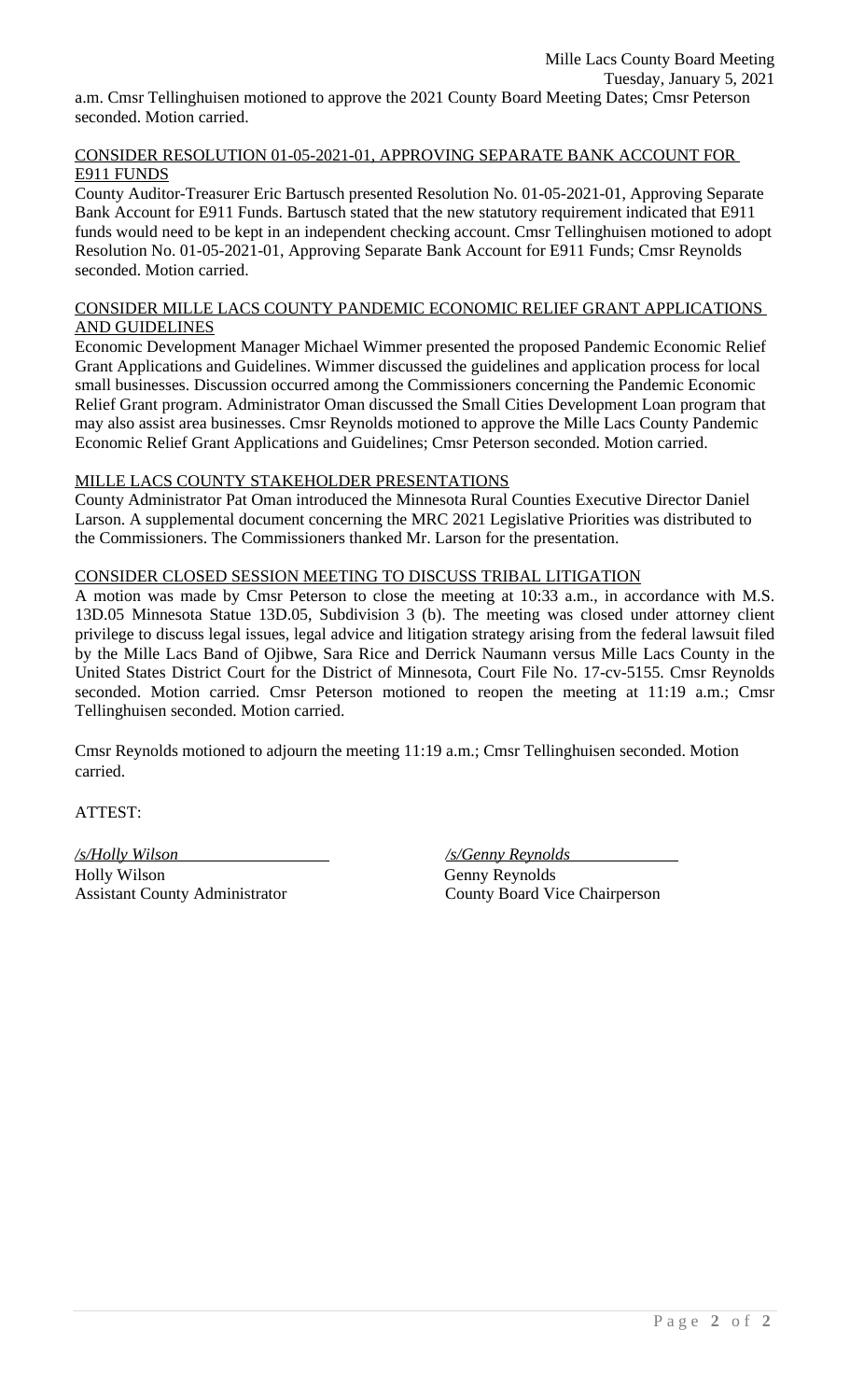a.m. Cmsr Tellinghuisen motioned to approve the 2021 County Board Meeting Dates; Cmsr Peterson seconded. Motion carried.

CONSIDER RESOLUTION 01-05-2021-01, APPROVING SEPARATE BANK ACCOUNT FOR E911 FUNDS

County Auditor-Treasurer Eric Bartusch presented Resolution No. 01-05-2021-01, Approving Separate Bank Account for E911 Funds. Bartusch stated that the new statutory requirement indicated that E911 funds would need to be kept in an independent checking account. Cmsr Tellinghuisen motioned to adopt Resolution No. 01-05-2021-01, Approving Separate Bank Account for E911 Funds; Cmsr Reynolds seconded. Motion carried.

CONSIDER MILLE LACS COUNTY PANDEMIC ECONOMIC RELIEF GRANT APPLICATIONS AND GUIDELINES

Economic Development Manager Michael Wimmer presented the proposed Pandemic Economic Relief Grant Applications and Guidelines. Wimmer discussed the guidelines and application process for local small businesses. Discussion occurred among the Commissioners concerning the Pandemic Economic Relief Grant program. Administrator Oman discussed the Small Cities Development Loan program that may also assist area businesses. Cmsr Reynolds motioned to approve the Mille Lacs County Pandemic Economic Relief Grant Applications and Guidelines; Cmsr Peterson seconded. Motion carried.

MILLE LACS COUNTY STAKEHOLDER PRESENTATIONS

County Administrator Pat Oman introduced the Minnesota Rural Counties Executive Director Daniel Larson. A supplemental document concerning the MRC 2021 Legislative Priorities was distributed to the Commissioners. The Commissioners thanked Mr. Larson for the presentation.

CONSIDER CLOSED SESSION MEETING TO DISCUSS TRIBAL LITIGATION

A motion was made by Cmsr Peterson to close the meeting at 10:33 a.m., in accordance with M.S. 13D.05 Minnesota Statue 13D.05, Subdivision 3 (b). The meeting was closed under attorney client privilege to discuss legal issues, legal advice and litigation strategy arising from the federal lawsuit filed by the Mille Lacs Band of Ojibwe, Sara Rice and Derrick Naumann versus Mille Lacs County in the United States District Court for the District of Minnesota, Court File No. 17-cv-5155. Cmsr Reynolds seconded. Motion carried. Cmsr Peterson motioned to reopen the meeting at 11:19 a.m.; Cmsr Tellinghuisen seconded. Motion carried.

Cmsr Reynolds motioned to adjourn the meeting 11:19 a.m.; Cmsr Tellinghuisen seconded. Motion carried.

ATTEST:

*/s/Holly Wilson*
Holly Wilson
Assistant County Administrator

*/s/Genny Reynolds*
Genny Reynolds
County Board Vice Chairperson